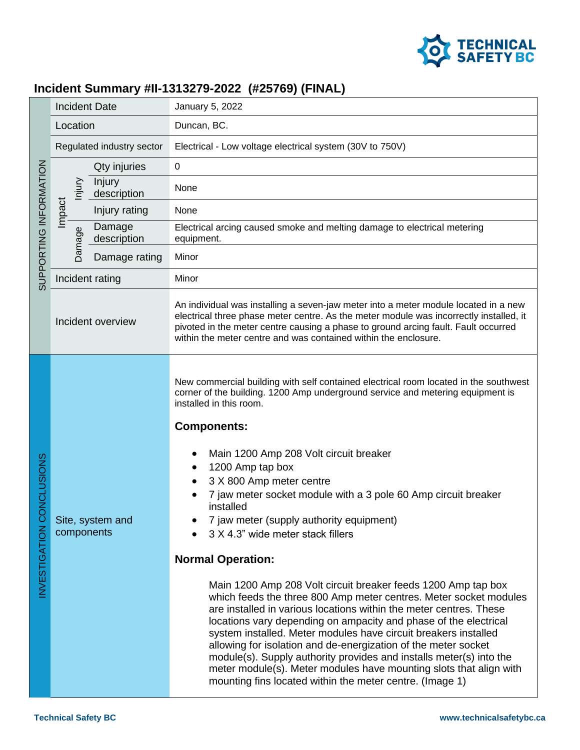# Incident Summary #II-1313279-2022 (#25769) (FINAL)

| SUPPORTING INFORMATION | | | |
|---|---|---|---|
| Incident Date | | | January 5, 2022 |
| Location | | | Duncan, BC. |
| Regulated industry sector | | | Electrical - Low voltage electrical system (30V to 750V) |
| Impact | Injury | Qty injuries | 0 |
| | | Injury description | None |
| | | Injury rating | None |
| | Damage | Damage description | Electrical arcing caused smoke and melting damage to electrical metering equipment. |
| | | Damage rating | Minor |
| Incident rating | | | Minor |
| Incident overview | | | An individual was installing a seven-jaw meter into a meter module located in a new electrical three phase meter centre. As the meter module was incorrectly installed, it pivoted in the meter centre causing a phase to ground arcing fault. Fault occurred within the meter centre and was contained within the enclosure. |

## INVESTIGATION CONCLUSIONS

### Site, system and components

New commercial building with self contained electrical room located in the southwest corner of the building. 1200 Amp underground service and metering equipment is installed in this room.

**Components:**

- Main 1200 Amp 208 Volt circuit breaker
- 1200 Amp tap box
- 3 X 800 Amp meter centre
- 7 jaw meter socket module with a 3 pole 60 Amp circuit breaker installed
- 7 jaw meter (supply authority equipment)
- 3 X 4.3" wide meter stack fillers

**Normal Operation:**

Main 1200 Amp 208 Volt circuit breaker feeds 1200 Amp tap box which feeds the three 800 Amp meter centres. Meter socket modules are installed in various locations within the meter centres. These locations vary depending on ampacity and phase of the electrical system installed. Meter modules have circuit breakers installed allowing for isolation and de-energization of the meter socket module(s). Supply authority provides and installs meter(s) into the meter module(s). Meter modules have mounting slots that align with mounting fins located within the meter centre. (Image 1)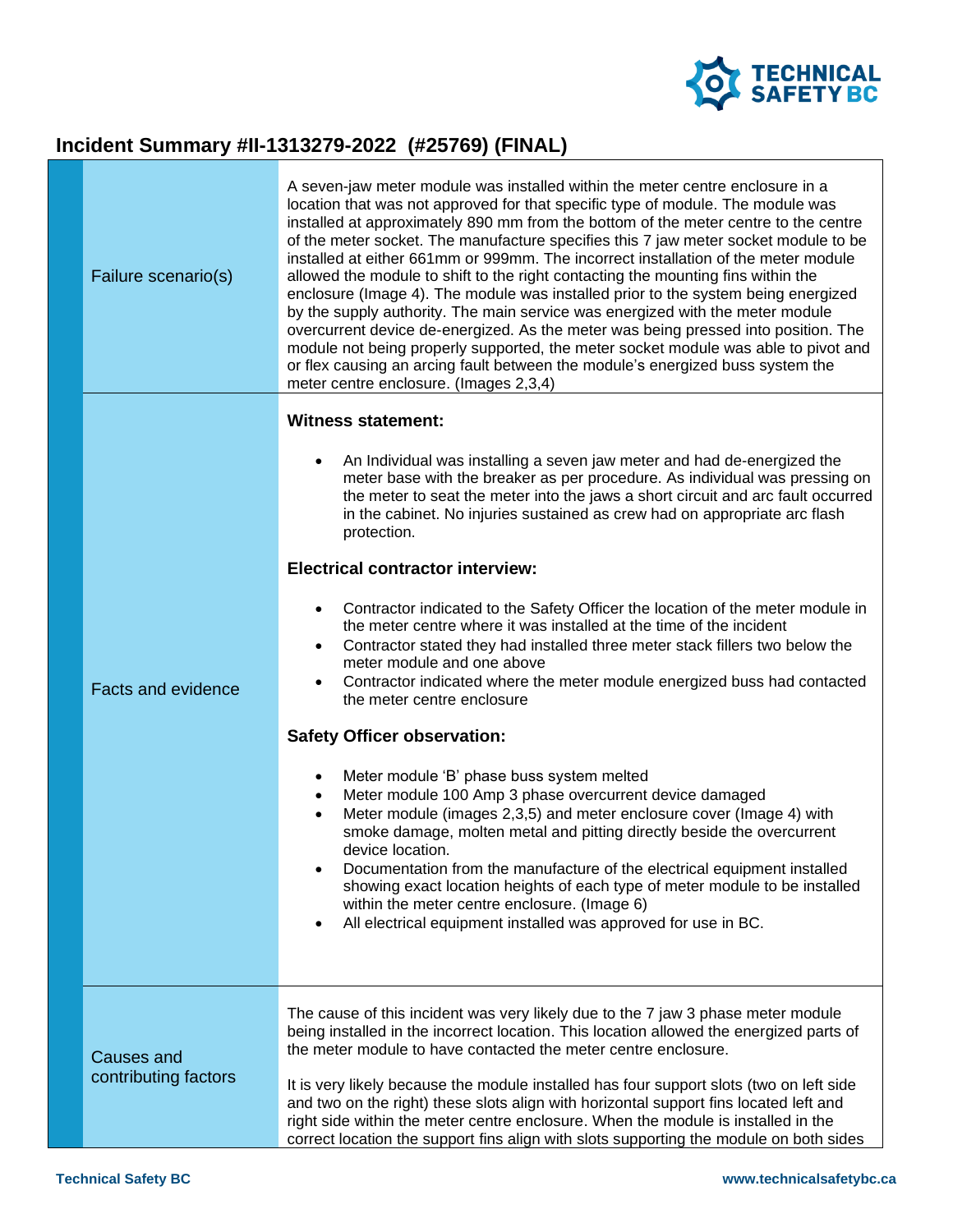## Incident Summary #II-1313279-2022 (#25769) (FINAL)

| | |
|---|---|
| Failure scenario(s) | A seven-jaw meter module was installed within the meter centre enclosure in a location that was not approved for that specific type of module. The module was installed at approximately 890 mm from the bottom of the meter centre to the centre of the meter socket. The manufacture specifies this 7 jaw meter socket module to be installed at either 661mm or 999mm. The incorrect installation of the meter module allowed the module to shift to the right contacting the mounting fins within the enclosure (Image 4). The module was installed prior to the system being energized by the supply authority. The main service was energized with the meter module overcurrent device de-energized. As the meter was being pressed into position. The module not being properly supported, the meter socket module was able to pivot and or flex causing an arcing fault between the module's energized buss system the meter centre enclosure. (Images 2,3,4) |
| Facts and evidence | **Witness statement:**<br><br>• An Individual was installing a seven jaw meter and had de-energized the meter base with the breaker as per procedure. As individual was pressing on the meter to seat the meter into the jaws a short circuit and arc fault occurred in the cabinet. No injuries sustained as crew had on appropriate arc flash protection.<br><br>**Electrical contractor interview:**<br><br>• Contractor indicated to the Safety Officer the location of the meter module in the meter centre where it was installed at the time of the incident<br>• Contractor stated they had installed three meter stack fillers two below the meter module and one above<br>• Contractor indicated where the meter module energized buss had contacted the meter centre enclosure<br><br>**Safety Officer observation:**<br><br>• Meter module 'B' phase buss system melted<br>• Meter module 100 Amp 3 phase overcurrent device damaged<br>• Meter module (images 2,3,5) and meter enclosure cover (Image 4) with smoke damage, molten metal and pitting directly beside the overcurrent device location.<br>• Documentation from the manufacture of the electrical equipment installed showing exact location heights of each type of meter module to be installed within the meter centre enclosure. (Image 6)<br>• All electrical equipment installed was approved for use in BC. |
| Causes and contributing factors | The cause of this incident was very likely due to the 7 jaw 3 phase meter module being installed in the incorrect location. This location allowed the energized parts of the meter module to have contacted the meter centre enclosure.<br><br>It is very likely because the module installed has four support slots (two on left side and two on the right) these slots align with horizontal support fins located left and right side within the meter centre enclosure. When the module is installed in the correct location the support fins align with slots supporting the module on both sides |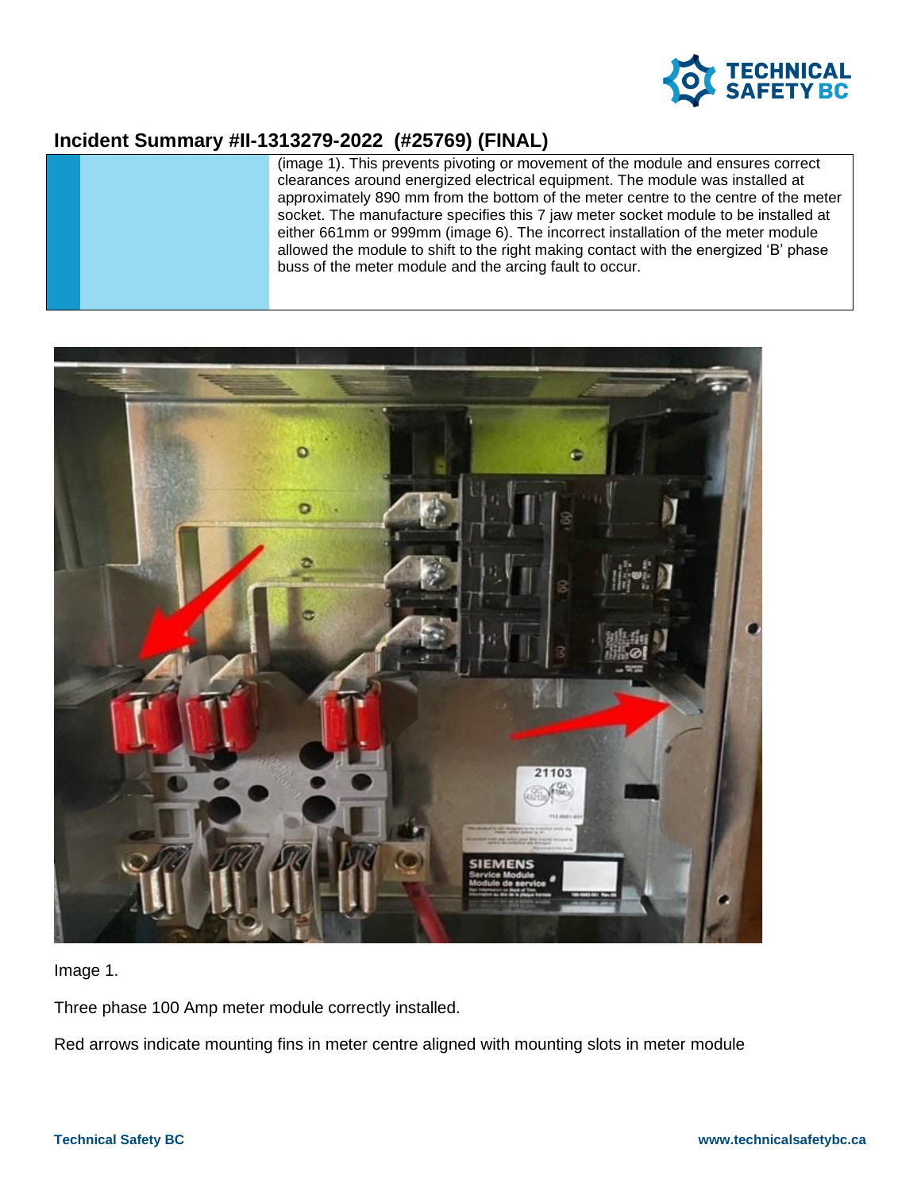## Incident Summary #II-1313279-2022 (#25769) (FINAL)

(image 1). This prevents pivoting or movement of the module and ensures correct clearances around energized electrical equipment. The module was installed at approximately 890 mm from the bottom of the meter centre to the centre of the meter socket. The manufacture specifies this 7 jaw meter socket module to be installed at either 661mm or 999mm (image 6). The incorrect installation of the meter module allowed the module to shift to the right making contact with the energized 'B' phase buss of the meter module and the arcing fault to occur.

Image 1.

Three phase 100 Amp meter module correctly installed.

Red arrows indicate mounting fins in meter centre aligned with mounting slots in meter module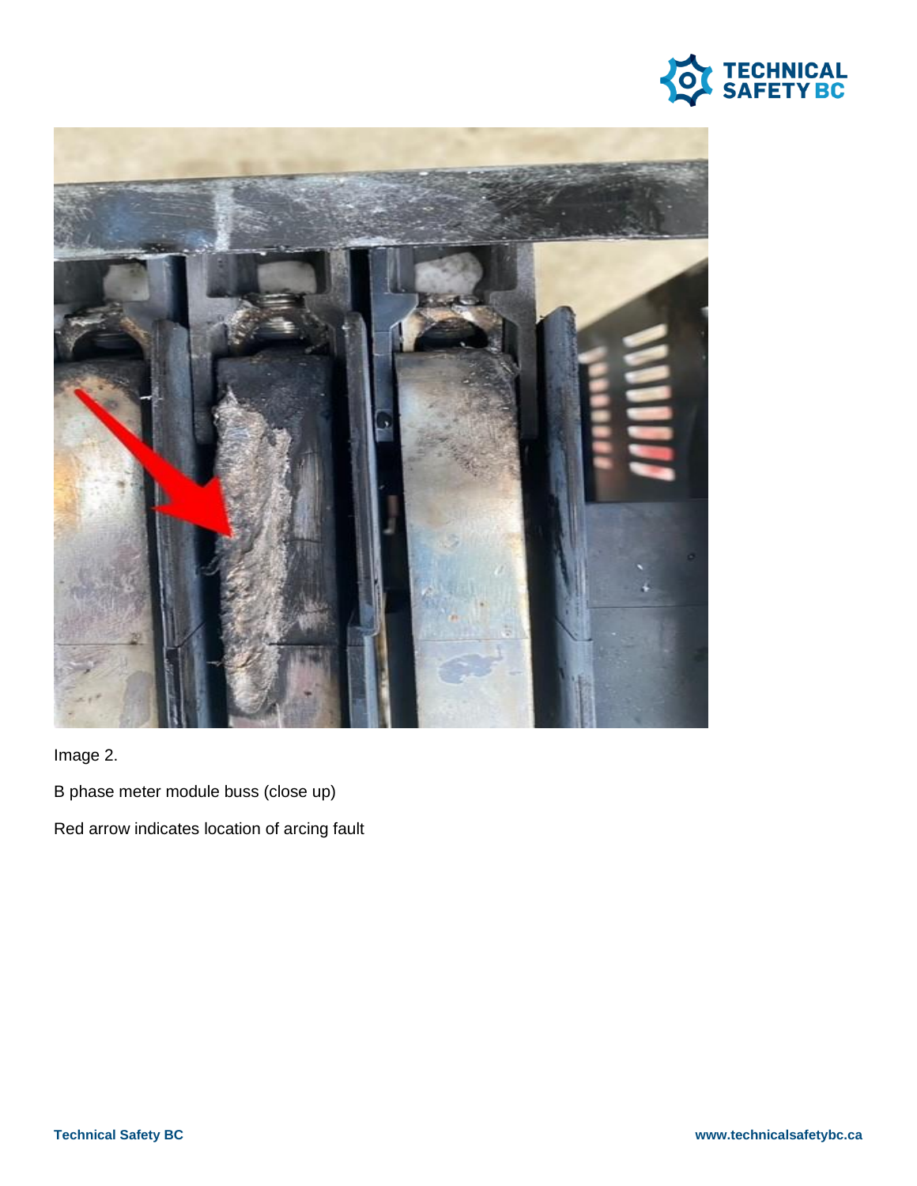Image 2.

B phase meter module buss (close up)

Red arrow indicates location of arcing fault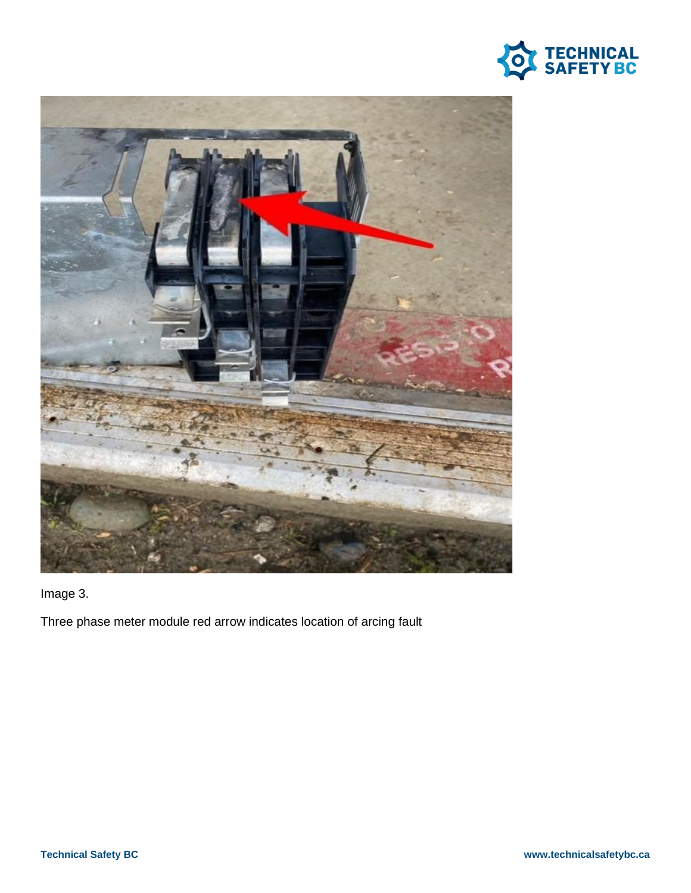Image 3.

Three phase meter module red arrow indicates location of arcing fault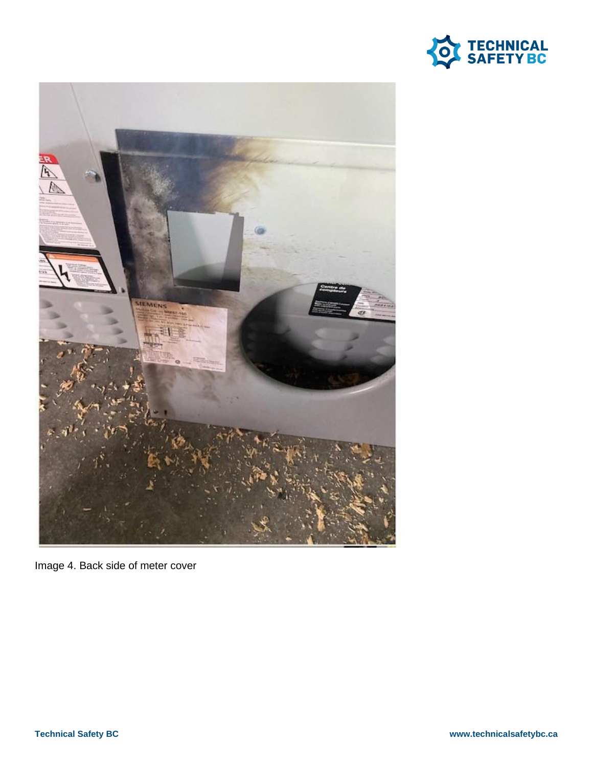Image 4. Back side of meter cover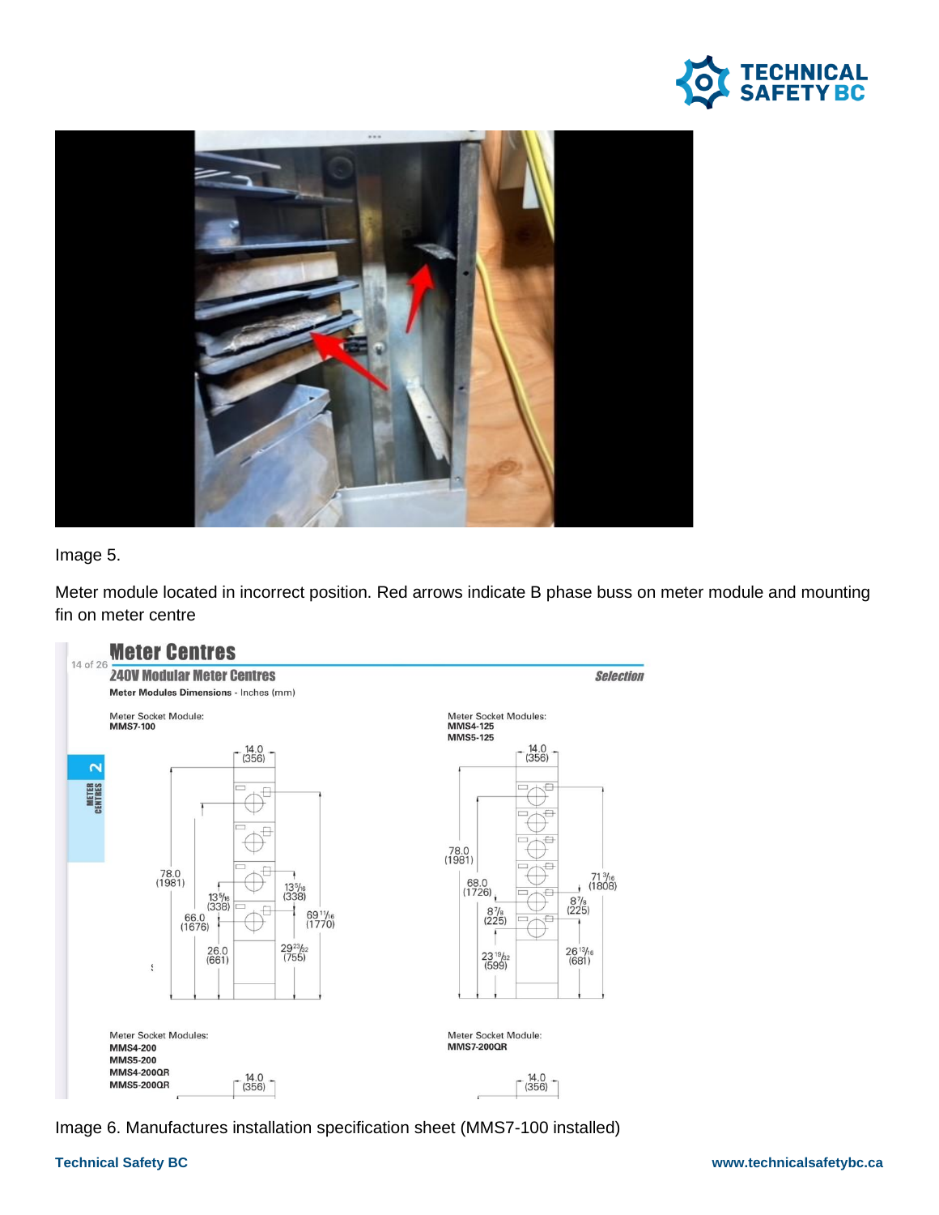Image 5.

Meter module located in incorrect position. Red arrows indicate B phase buss on meter module and mounting fin on meter centre

Image 6. Manufactures installation specification sheet (MMS7-100 installed)